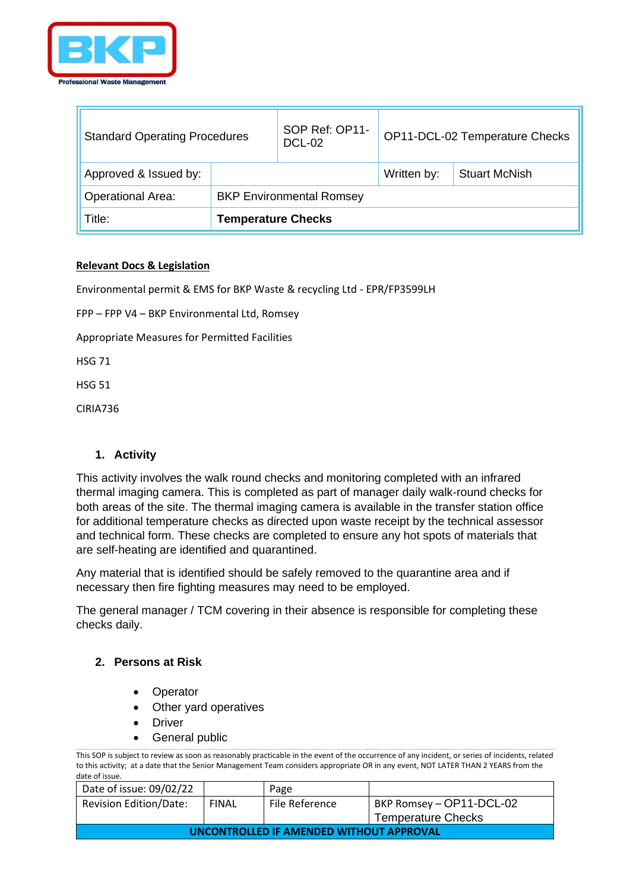Professional Waste Management

| Standard Operating Procedures | | SOP Ref: OP11-DCL-02 | OP11-DCL-02 Temperature Checks | |
|---|---|---|---|---|
| Approved & Issued by: | | | Written by: | Stuart McNish |
| Operational Area: | BKP Environmental Romsey | | | |
| Title: | **Temperature Checks** | | | |

**Relevant Docs & Legislation**

Environmental permit & EMS for BKP Waste & recycling Ltd - EPR/FP3599LH

FPP – FPP V4 – BKP Environmental Ltd, Romsey

Appropriate Measures for Permitted Facilities

HSG 71

HSG 51

CIRIA736

## 1. Activity

This activity involves the walk round checks and monitoring completed with an infrared thermal imaging camera. This is completed as part of manager daily walk-round checks for both areas of the site. The thermal imaging camera is available in the transfer station office for additional temperature checks as directed upon waste receipt by the technical assessor and technical form. These checks are completed to ensure any hot spots of materials that are self-heating are identified and quarantined.

Any material that is identified should be safely removed to the quarantine area and if necessary then fire fighting measures may need to be employed.

The general manager / TCM covering in their absence is responsible for completing these checks daily.

## 2. Persons at Risk

- Operator
- Other yard operatives
- Driver
- General public

This SOP is subject to review as soon as reasonably practicable in the event of the occurrence of any incident, or series of incidents, related to this activity; at a date that the Senior Management Team considers appropriate OR in any event, NOT LATER THAN 2 YEARS from the date of issue.

| Date of issue: 09/02/22 | | Page | |
|---|---|---|---|
| Revision Edition/Date: | FINAL | File Reference | BKP Romsey – OP11-DCL-02 Temperature Checks |
| **UNCONTROLLED IF AMENDED WITHOUT APPROVAL** | | | |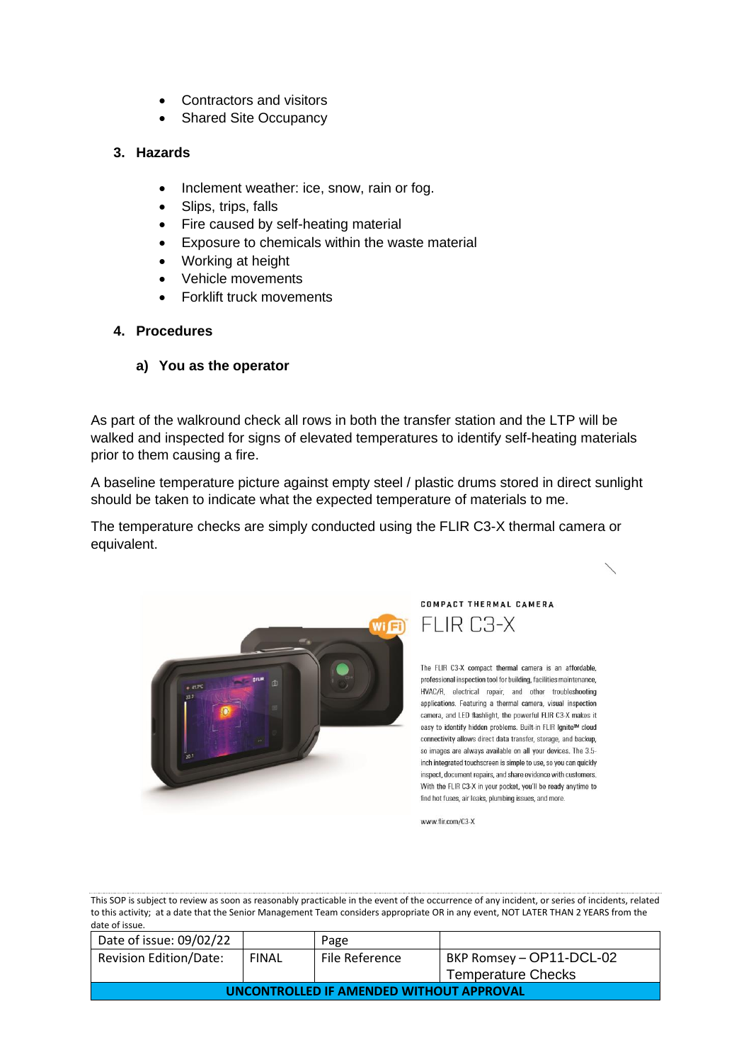- Contractors and visitors
- Shared Site Occupancy

### 3. Hazards

- Inclement weather: ice, snow, rain or fog.
- Slips, trips, falls
- Fire caused by self-heating material
- Exposure to chemicals within the waste material
- Working at height
- Vehicle movements
- Forklift truck movements

### 4. Procedures

#### a) You as the operator

As part of the walkround check all rows in both the transfer station and the LTP will be walked and inspected for signs of elevated temperatures to identify self-heating materials prior to them causing a fire.

A baseline temperature picture against empty steel / plastic drums stored in direct sunlight should be taken to indicate what the expected temperature of materials to me.

The temperature checks are simply conducted using the FLIR C3-X thermal camera or equivalent.

COMPACT THERMAL CAMERA

FLIR C3-X

The FLIR C3-X compact thermal camera is an affordable, professional inspection tool for building, facilities maintenance, HVAC/R, electrical repair, and other troubleshooting applications. Featuring a thermal camera, visual inspection camera, and LED flashlight, the powerful FLIR C3-X makes it easy to identify hidden problems. Built-in FLIR Ignite™ cloud connectivity allows direct data transfer, storage, and backup, so images are always available on all your devices. The 3.5-inch integrated touchscreen is simple to use, so you can quickly inspect, document repairs, and share evidence with customers. With the FLIR C3-X in your pocket, you'll be ready anytime to find hot fuses, air leaks, plumbing issues, and more.

www.flir.com/C3-X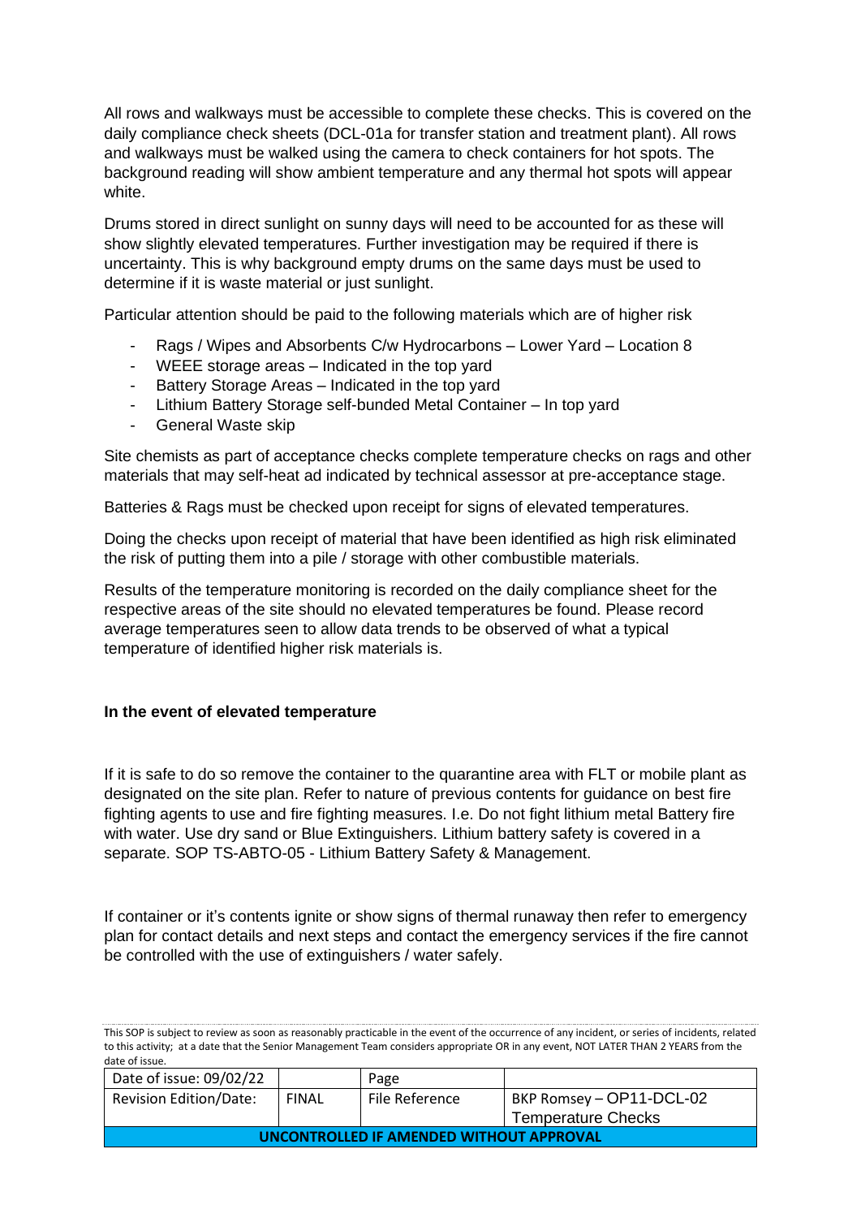All rows and walkways must be accessible to complete these checks. This is covered on the daily compliance check sheets (DCL-01a for transfer station and treatment plant). All rows and walkways must be walked using the camera to check containers for hot spots. The background reading will show ambient temperature and any thermal hot spots will appear white.

Drums stored in direct sunlight on sunny days will need to be accounted for as these will show slightly elevated temperatures. Further investigation may be required if there is uncertainty. This is why background empty drums on the same days must be used to determine if it is waste material or just sunlight.

Particular attention should be paid to the following materials which are of higher risk

- Rags / Wipes and Absorbents C/w Hydrocarbons – Lower Yard – Location 8
- WEEE storage areas – Indicated in the top yard
- Battery Storage Areas – Indicated in the top yard
- Lithium Battery Storage self-bunded Metal Container – In top yard
- General Waste skip

Site chemists as part of acceptance checks complete temperature checks on rags and other materials that may self-heat ad indicated by technical assessor at pre-acceptance stage.

Batteries & Rags must be checked upon receipt for signs of elevated temperatures.

Doing the checks upon receipt of material that have been identified as high risk eliminated the risk of putting them into a pile / storage with other combustible materials.

Results of the temperature monitoring is recorded on the daily compliance sheet for the respective areas of the site should no elevated temperatures be found. Please record average temperatures seen to allow data trends to be observed of what a typical temperature of identified higher risk materials is.

**In the event of elevated temperature**

If it is safe to do so remove the container to the quarantine area with FLT or mobile plant as designated on the site plan. Refer to nature of previous contents for guidance on best fire fighting agents to use and fire fighting measures. I.e. Do not fight lithium metal Battery fire with water. Use dry sand or Blue Extinguishers. Lithium battery safety is covered in a separate. SOP TS-ABTO-05 - Lithium Battery Safety & Management.

If container or it's contents ignite or show signs of thermal runaway then refer to emergency plan for contact details and next steps and contact the emergency services if the fire cannot be controlled with the use of extinguishers / water safely.

This SOP is subject to review as soon as reasonably practicable in the event of the occurrence of any incident, or series of incidents, related to this activity; at a date that the Senior Management Team considers appropriate OR in any event, NOT LATER THAN 2 YEARS from the date of issue.

| Date of issue: 09/02/22 | | Page | |
|---|---|---|---|
| Revision Edition/Date: | FINAL | File Reference | BKP Romsey – OP11-DCL-02 Temperature Checks |
| **UNCONTROLLED IF AMENDED WITHOUT APPROVAL** | | | |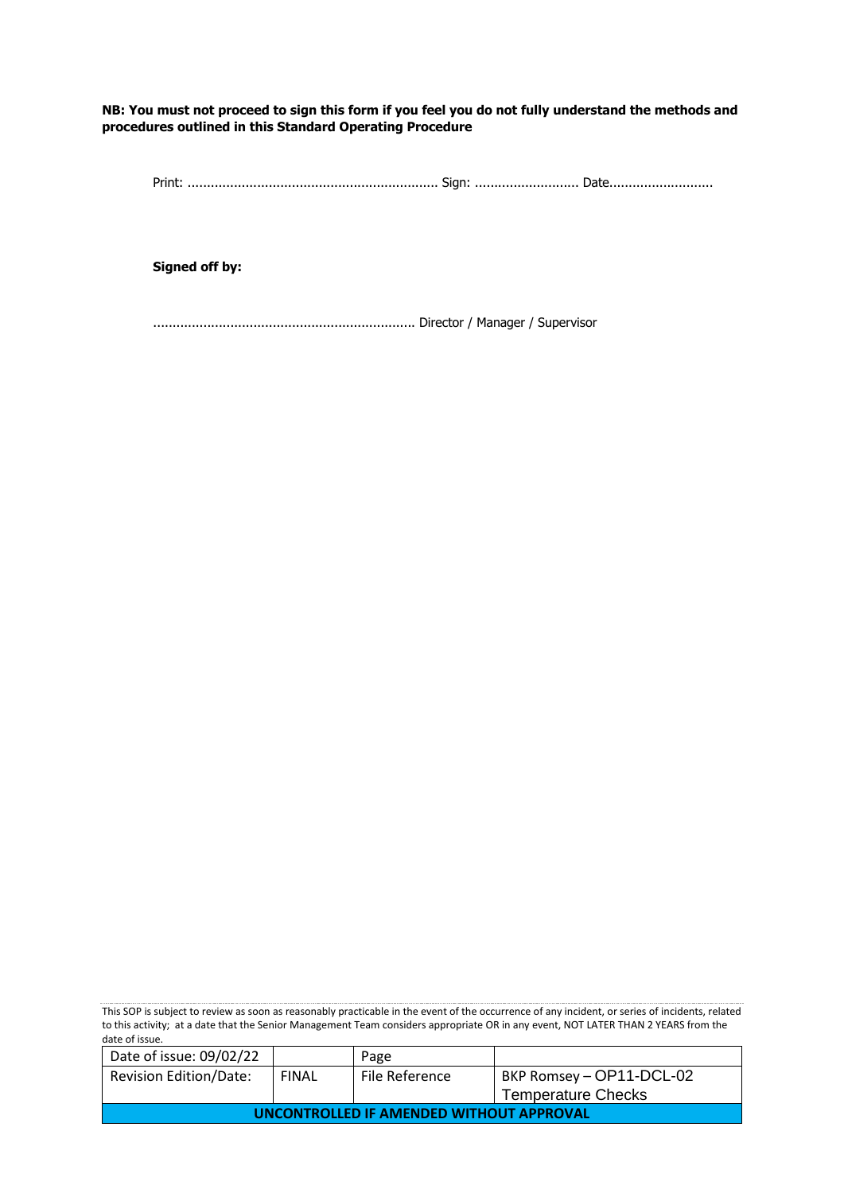**NB: You must not proceed to sign this form if you feel you do not fully understand the methods and procedures outlined in this Standard Operating Procedure**

Print: ................................................................. Sign: ........................... Date...........................

**Signed off by:**

.................................................................... Director / Manager / Supervisor

This SOP is subject to review as soon as reasonably practicable in the event of the occurrence of any incident, or series of incidents, related to this activity; at a date that the Senior Management Team considers appropriate OR in any event, NOT LATER THAN 2 YEARS from the date of issue.

| | | | |
|---|---|---|---|
| Date of issue: 09/02/22 | | Page | |
| Revision Edition/Date: | FINAL | File Reference | BKP Romsey – OP11-DCL-02 Temperature Checks |
| **UNCONTROLLED IF AMENDED WITHOUT APPROVAL** | | | |